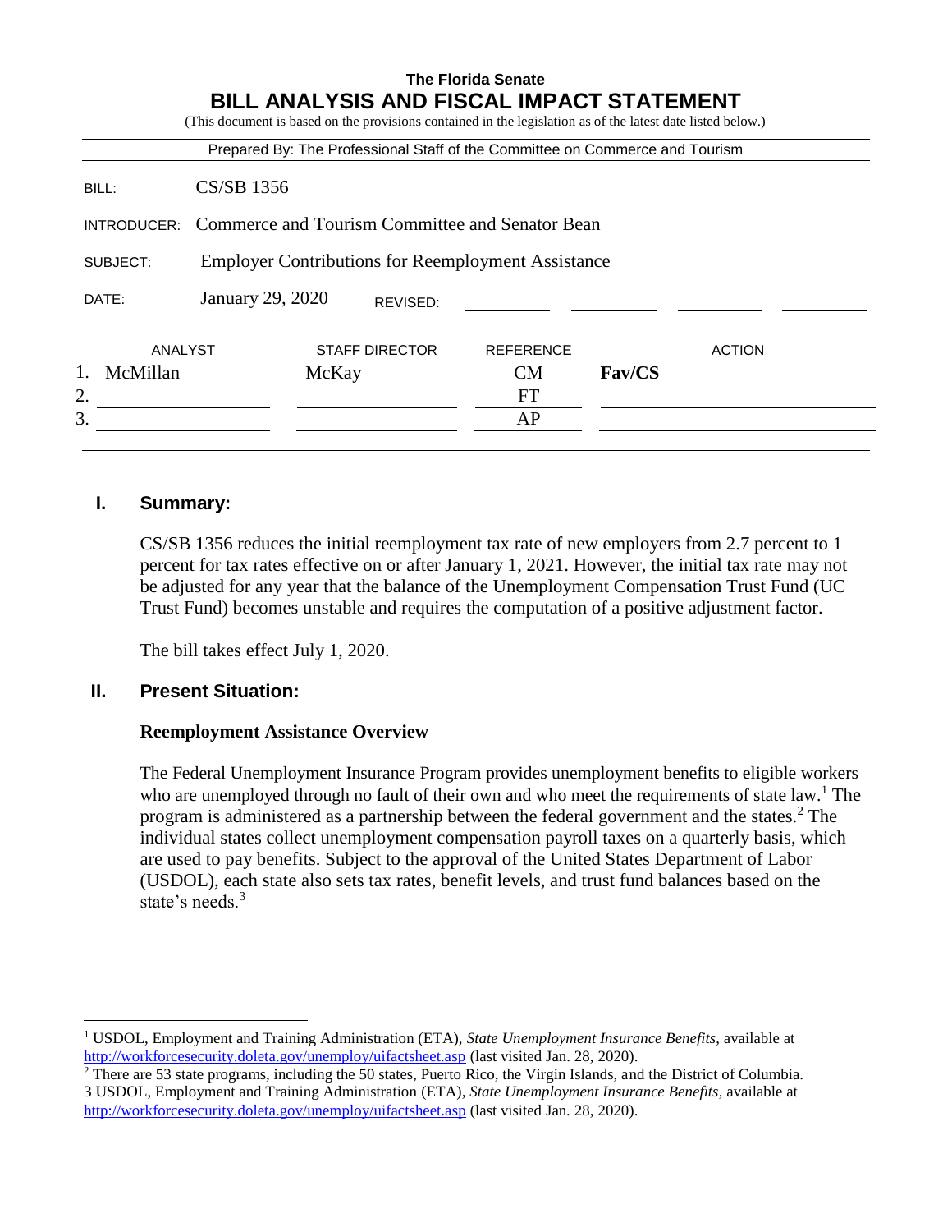# The Florida Senate
# BILL ANALYSIS AND FISCAL IMPACT STATEMENT

(This document is based on the provisions contained in the legislation as of the latest date listed below.)

Prepared By: The Professional Staff of the Committee on Commerce and Tourism

BILL: CS/SB 1356

INTRODUCER: Commerce and Tourism Committee and Senator Bean

SUBJECT: Employer Contributions for Reemployment Assistance

DATE: January 29, 2020 REVISED:

| | ANALYST | STAFF DIRECTOR | REFERENCE | ACTION |
|---|---|---|---|---|
| 1. | McMillan | McKay | CM | **Fav/CS** |
| 2. | | | FT | |
| 3. | | | AP | |

## I. Summary:

CS/SB 1356 reduces the initial reemployment tax rate of new employers from 2.7 percent to 1 percent for tax rates effective on or after January 1, 2021. However, the initial tax rate may not be adjusted for any year that the balance of the Unemployment Compensation Trust Fund (UC Trust Fund) becomes unstable and requires the computation of a positive adjustment factor.

The bill takes effect July 1, 2020.

## II. Present Situation:

### Reemployment Assistance Overview

The Federal Unemployment Insurance Program provides unemployment benefits to eligible workers who are unemployed through no fault of their own and who meet the requirements of state law.[1] The program is administered as a partnership between the federal government and the states.[2] The individual states collect unemployment compensation payroll taxes on a quarterly basis, which are used to pay benefits. Subject to the approval of the United States Department of Labor (USDOL), each state also sets tax rates, benefit levels, and trust fund balances based on the state's needs.[3]

---

[1] USDOL, Employment and Training Administration (ETA), *State Unemployment Insurance Benefits*, available at http://workforcesecurity.doleta.gov/unemploy/uifactsheet.asp (last visited Jan. 28, 2020).

[2] There are 53 state programs, including the 50 states, Puerto Rico, the Virgin Islands, and the District of Columbia.

3 USDOL, Employment and Training Administration (ETA), *State Unemployment Insurance Benefits*, available at http://workforcesecurity.doleta.gov/unemploy/uifactsheet.asp (last visited Jan. 28, 2020).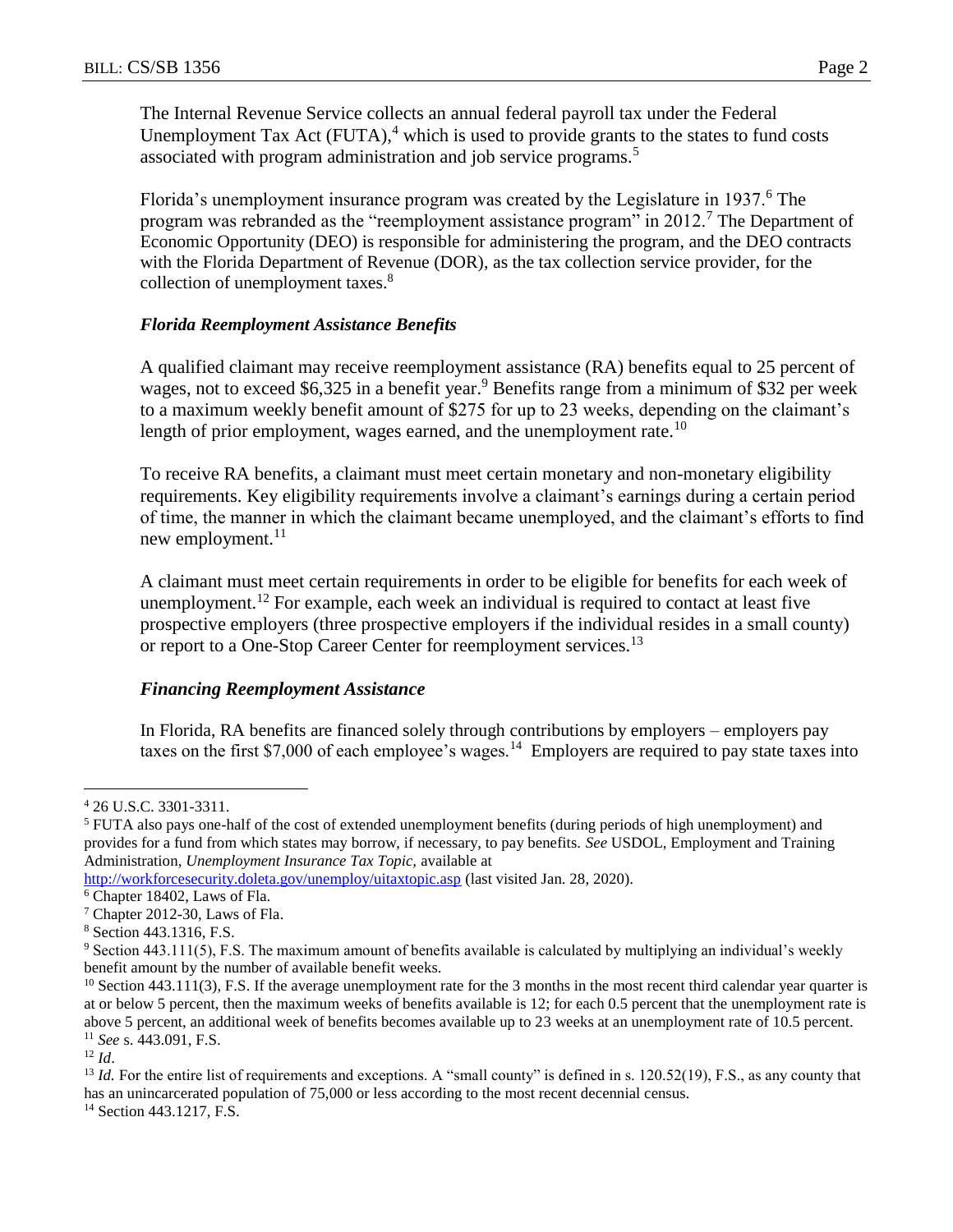The Internal Revenue Service collects an annual federal payroll tax under the Federal Unemployment Tax Act (FUTA),[4] which is used to provide grants to the states to fund costs associated with program administration and job service programs.[5]

Florida's unemployment insurance program was created by the Legislature in 1937.[6] The program was rebranded as the "reemployment assistance program" in 2012.[7] The Department of Economic Opportunity (DEO) is responsible for administering the program, and the DEO contracts with the Florida Department of Revenue (DOR), as the tax collection service provider, for the collection of unemployment taxes.[8]

### *Florida Reemployment Assistance Benefits*

A qualified claimant may receive reemployment assistance (RA) benefits equal to 25 percent of wages, not to exceed $6,325 in a benefit year.[9] Benefits range from a minimum of $32 per week to a maximum weekly benefit amount of $275 for up to 23 weeks, depending on the claimant's length of prior employment, wages earned, and the unemployment rate.[10]

To receive RA benefits, a claimant must meet certain monetary and non-monetary eligibility requirements. Key eligibility requirements involve a claimant's earnings during a certain period of time, the manner in which the claimant became unemployed, and the claimant's efforts to find new employment.[11]

A claimant must meet certain requirements in order to be eligible for benefits for each week of unemployment.[12] For example, each week an individual is required to contact at least five prospective employers (three prospective employers if the individual resides in a small county) or report to a One-Stop Career Center for reemployment services.[13]

### *Financing Reemployment Assistance*

In Florida, RA benefits are financed solely through contributions by employers – employers pay taxes on the first $7,000 of each employee's wages.[14] Employers are required to pay state taxes into

---

[4] 26 U.S.C. 3301-3311.

[5] FUTA also pays one-half of the cost of extended unemployment benefits (during periods of high unemployment) and provides for a fund from which states may borrow, if necessary, to pay benefits. *See* USDOL, Employment and Training Administration, *Unemployment Insurance Tax Topic,* available at http://workforcesecurity.doleta.gov/unemploy/uitaxtopic.asp (last visited Jan. 28, 2020).

[6] Chapter 18402, Laws of Fla.

[7] Chapter 2012-30, Laws of Fla.

[8] Section 443.1316, F.S.

[9] Section 443.111(5), F.S. The maximum amount of benefits available is calculated by multiplying an individual's weekly benefit amount by the number of available benefit weeks.

[10] Section 443.111(3), F.S. If the average unemployment rate for the 3 months in the most recent third calendar year quarter is at or below 5 percent, then the maximum weeks of benefits available is 12; for each 0.5 percent that the unemployment rate is above 5 percent, an additional week of benefits becomes available up to 23 weeks at an unemployment rate of 10.5 percent.

[11] *See* s. 443.091, F.S.

[12] *Id*.

[13] *Id.* For the entire list of requirements and exceptions. A "small county" is defined in s. 120.52(19), F.S., as any county that has an unincarcerated population of 75,000 or less according to the most recent decennial census.

[14] Section 443.1217, F.S.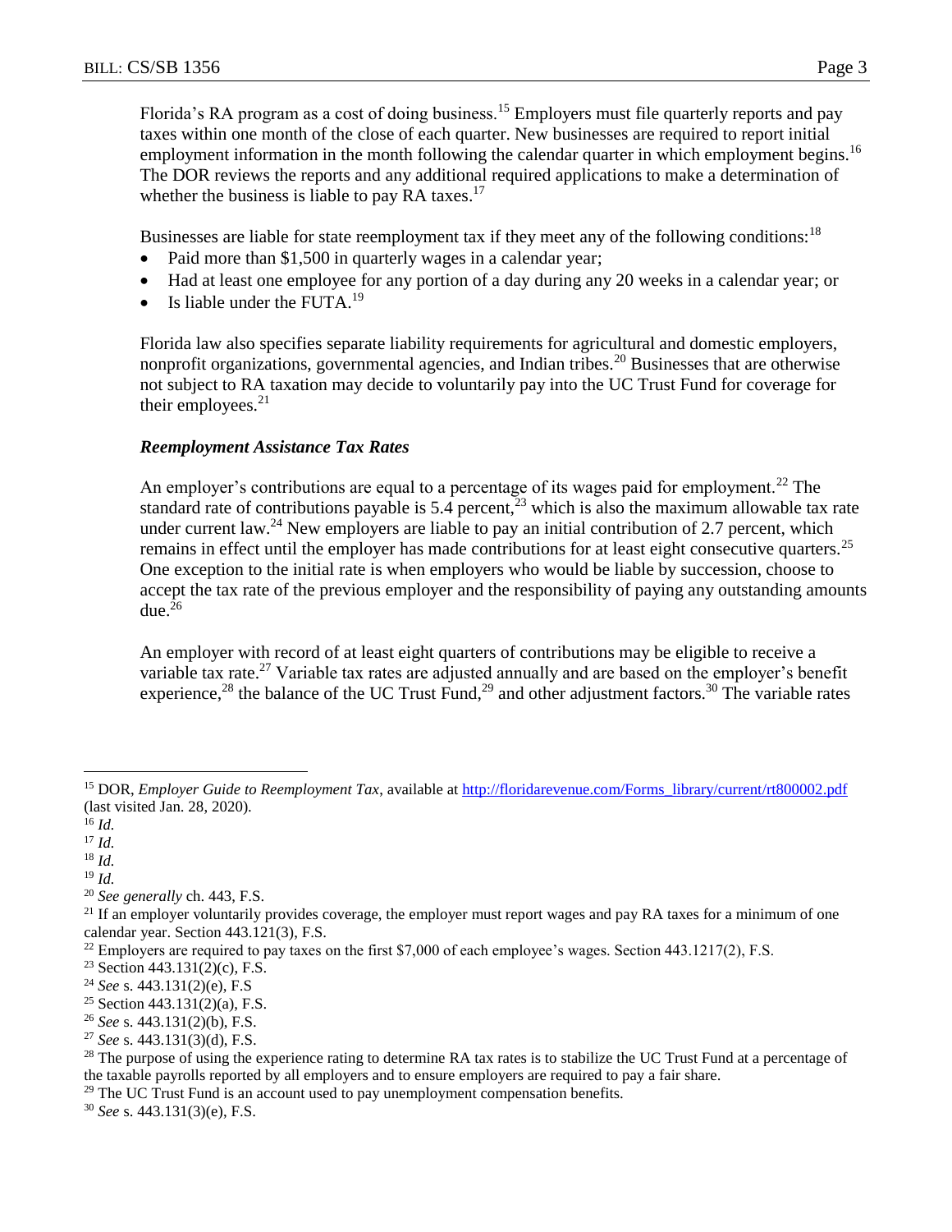Florida's RA program as a cost of doing business.[15] Employers must file quarterly reports and pay taxes within one month of the close of each quarter. New businesses are required to report initial employment information in the month following the calendar quarter in which employment begins.[16] The DOR reviews the reports and any additional required applications to make a determination of whether the business is liable to pay RA taxes.[17]

Businesses are liable for state reemployment tax if they meet any of the following conditions:[18]

- Paid more than $1,500 in quarterly wages in a calendar year;
- Had at least one employee for any portion of a day during any 20 weeks in a calendar year; or
- Is liable under the FUTA.[19]

Florida law also specifies separate liability requirements for agricultural and domestic employers, nonprofit organizations, governmental agencies, and Indian tribes.[20] Businesses that are otherwise not subject to RA taxation may decide to voluntarily pay into the UC Trust Fund for coverage for their employees.[21]

### *Reemployment Assistance Tax Rates*

An employer's contributions are equal to a percentage of its wages paid for employment.[22] The standard rate of contributions payable is 5.4 percent,[23] which is also the maximum allowable tax rate under current law.[24] New employers are liable to pay an initial contribution of 2.7 percent, which remains in effect until the employer has made contributions for at least eight consecutive quarters.[25] One exception to the initial rate is when employers who would be liable by succession, choose to accept the tax rate of the previous employer and the responsibility of paying any outstanding amounts due.[26]

An employer with record of at least eight quarters of contributions may be eligible to receive a variable tax rate.[27] Variable tax rates are adjusted annually and are based on the employer's benefit experience,[28] the balance of the UC Trust Fund,[29] and other adjustment factors.[30] The variable rates

---

[15] DOR, *Employer Guide to Reemployment Tax*, available at http://floridarevenue.com/Forms_library/current/rt800002.pdf (last visited Jan. 28, 2020).

[16] *Id.*

[17] *Id.*

[18] *Id.*

[19] *Id.*

[20] *See generally* ch. 443, F.S.

[21] If an employer voluntarily provides coverage, the employer must report wages and pay RA taxes for a minimum of one calendar year. Section 443.121(3), F.S.

[22] Employers are required to pay taxes on the first $7,000 of each employee's wages. Section 443.1217(2), F.S.

[23] Section 443.131(2)(c), F.S.

[24] *See* s. 443.131(2)(e), F.S

[25] Section 443.131(2)(a), F.S.

[26] *See* s. 443.131(2)(b), F.S.

[27] *See* s. 443.131(3)(d), F.S.

[28] The purpose of using the experience rating to determine RA tax rates is to stabilize the UC Trust Fund at a percentage of the taxable payrolls reported by all employers and to ensure employers are required to pay a fair share.

[29] The UC Trust Fund is an account used to pay unemployment compensation benefits.

[30] *See* s. 443.131(3)(e), F.S.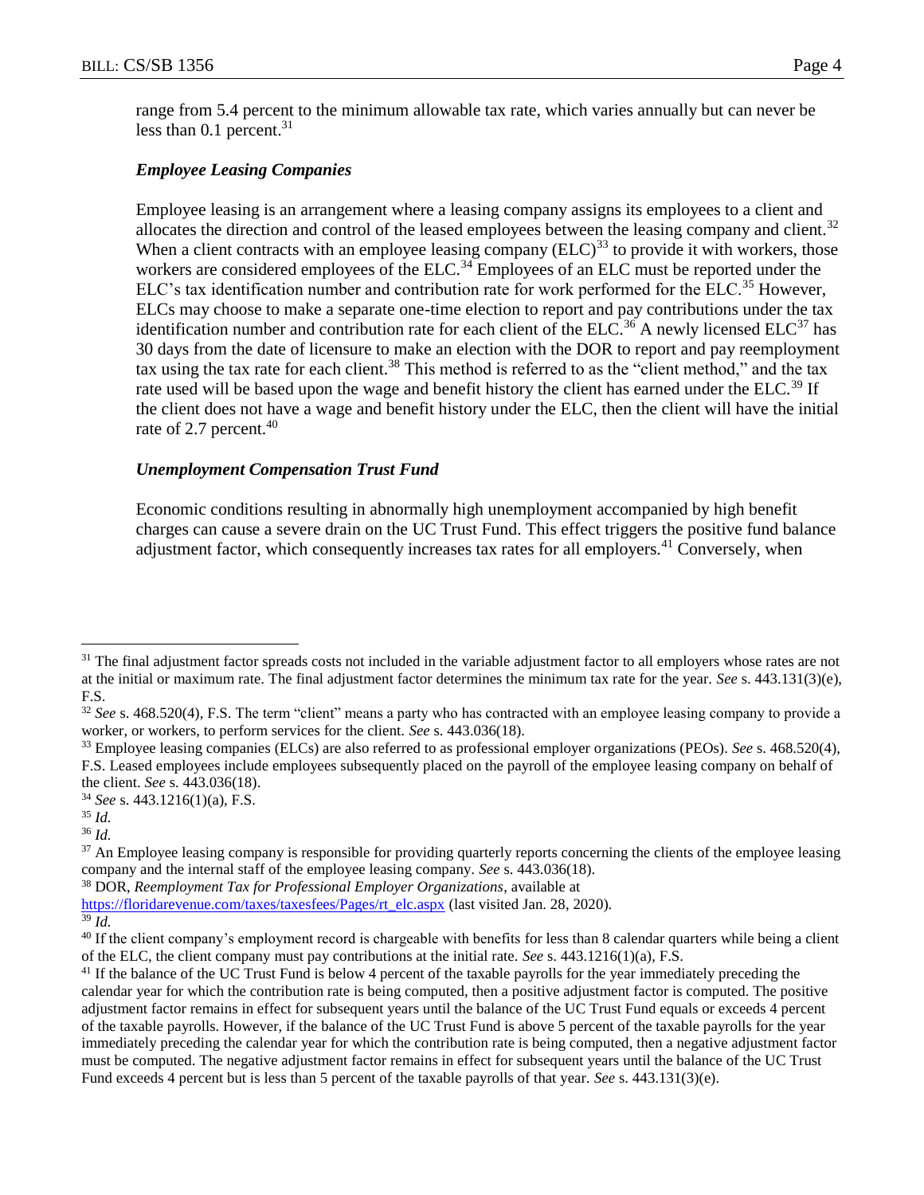range from 5.4 percent to the minimum allowable tax rate, which varies annually but can never be less than 0.1 percent.[31]

### *Employee Leasing Companies*

Employee leasing is an arrangement where a leasing company assigns its employees to a client and allocates the direction and control of the leased employees between the leasing company and client.[32] When a client contracts with an employee leasing company (ELC)[33] to provide it with workers, those workers are considered employees of the ELC.[34] Employees of an ELC must be reported under the ELC's tax identification number and contribution rate for work performed for the ELC.[35] However, ELCs may choose to make a separate one-time election to report and pay contributions under the tax identification number and contribution rate for each client of the ELC.[36] A newly licensed ELC[37] has 30 days from the date of licensure to make an election with the DOR to report and pay reemployment tax using the tax rate for each client.[38] This method is referred to as the "client method," and the tax rate used will be based upon the wage and benefit history the client has earned under the ELC.[39] If the client does not have a wage and benefit history under the ELC, then the client will have the initial rate of 2.7 percent.[40]

### *Unemployment Compensation Trust Fund*

Economic conditions resulting in abnormally high unemployment accompanied by high benefit charges can cause a severe drain on the UC Trust Fund. This effect triggers the positive fund balance adjustment factor, which consequently increases tax rates for all employers.[41] Conversely, when

---

[31] The final adjustment factor spreads costs not included in the variable adjustment factor to all employers whose rates are not at the initial or maximum rate. The final adjustment factor determines the minimum tax rate for the year. *See* s. 443.131(3)(e), F.S.

[32] *See* s. 468.520(4), F.S. The term "client" means a party who has contracted with an employee leasing company to provide a worker, or workers, to perform services for the client. *See* s. 443.036(18).

[33] Employee leasing companies (ELCs) are also referred to as professional employer organizations (PEOs). *See* s. 468.520(4), F.S. Leased employees include employees subsequently placed on the payroll of the employee leasing company on behalf of the client. *See* s. 443.036(18).

[34] *See* s. 443.1216(1)(a), F.S.

[35] *Id.*

[36] *Id.*

[37] An Employee leasing company is responsible for providing quarterly reports concerning the clients of the employee leasing company and the internal staff of the employee leasing company. *See* s. 443.036(18).

[38] DOR, *Reemployment Tax for Professional Employer Organizations*, available at https://floridarevenue.com/taxes/taxesfees/Pages/rt_elc.aspx (last visited Jan. 28, 2020).

[39] *Id.*

[40] If the client company's employment record is chargeable with benefits for less than 8 calendar quarters while being a client of the ELC, the client company must pay contributions at the initial rate. *See* s. 443.1216(1)(a), F.S.

[41] If the balance of the UC Trust Fund is below 4 percent of the taxable payrolls for the year immediately preceding the calendar year for which the contribution rate is being computed, then a positive adjustment factor is computed. The positive adjustment factor remains in effect for subsequent years until the balance of the UC Trust Fund equals or exceeds 4 percent of the taxable payrolls. However, if the balance of the UC Trust Fund is above 5 percent of the taxable payrolls for the year immediately preceding the calendar year for which the contribution rate is being computed, then a negative adjustment factor must be computed. The negative adjustment factor remains in effect for subsequent years until the balance of the UC Trust Fund exceeds 4 percent but is less than 5 percent of the taxable payrolls of that year. *See* s. 443.131(3)(e).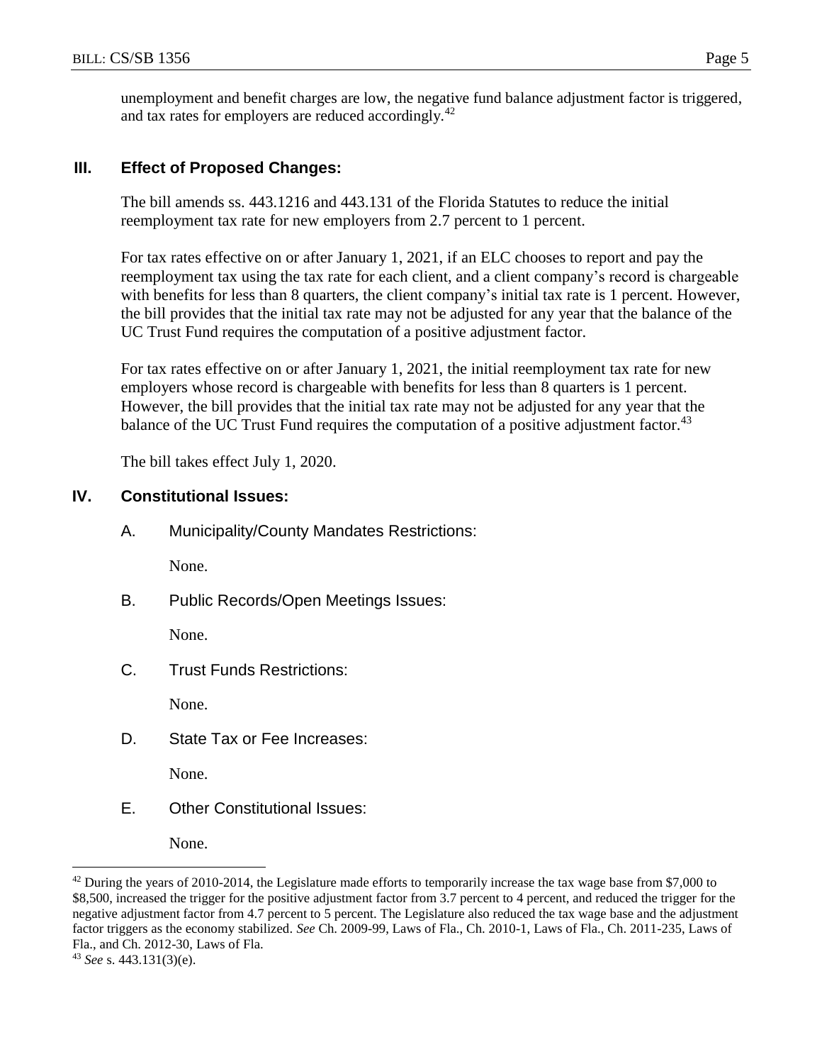unemployment and benefit charges are low, the negative fund balance adjustment factor is triggered, and tax rates for employers are reduced accordingly.[42]

## III. Effect of Proposed Changes:

The bill amends ss. 443.1216 and 443.131 of the Florida Statutes to reduce the initial reemployment tax rate for new employers from 2.7 percent to 1 percent.

For tax rates effective on or after January 1, 2021, if an ELC chooses to report and pay the reemployment tax using the tax rate for each client, and a client company's record is chargeable with benefits for less than 8 quarters, the client company's initial tax rate is 1 percent. However, the bill provides that the initial tax rate may not be adjusted for any year that the balance of the UC Trust Fund requires the computation of a positive adjustment factor.

For tax rates effective on or after January 1, 2021, the initial reemployment tax rate for new employers whose record is chargeable with benefits for less than 8 quarters is 1 percent. However, the bill provides that the initial tax rate may not be adjusted for any year that the balance of the UC Trust Fund requires the computation of a positive adjustment factor.[43]

The bill takes effect July 1, 2020.

## IV. Constitutional Issues:

A. Municipality/County Mandates Restrictions:

None.

B. Public Records/Open Meetings Issues:

None.

C. Trust Funds Restrictions:

None.

D. State Tax or Fee Increases:

None.

E. Other Constitutional Issues:

None.

---

[42] During the years of 2010-2014, the Legislature made efforts to temporarily increase the tax wage base from $7,000 to $8,500, increased the trigger for the positive adjustment factor from 3.7 percent to 4 percent, and reduced the trigger for the negative adjustment factor from 4.7 percent to 5 percent. The Legislature also reduced the tax wage base and the adjustment factor triggers as the economy stabilized. *See* Ch. 2009-99, Laws of Fla., Ch. 2010-1, Laws of Fla., Ch. 2011-235, Laws of Fla., and Ch. 2012-30, Laws of Fla.

[43] *See* s. 443.131(3)(e).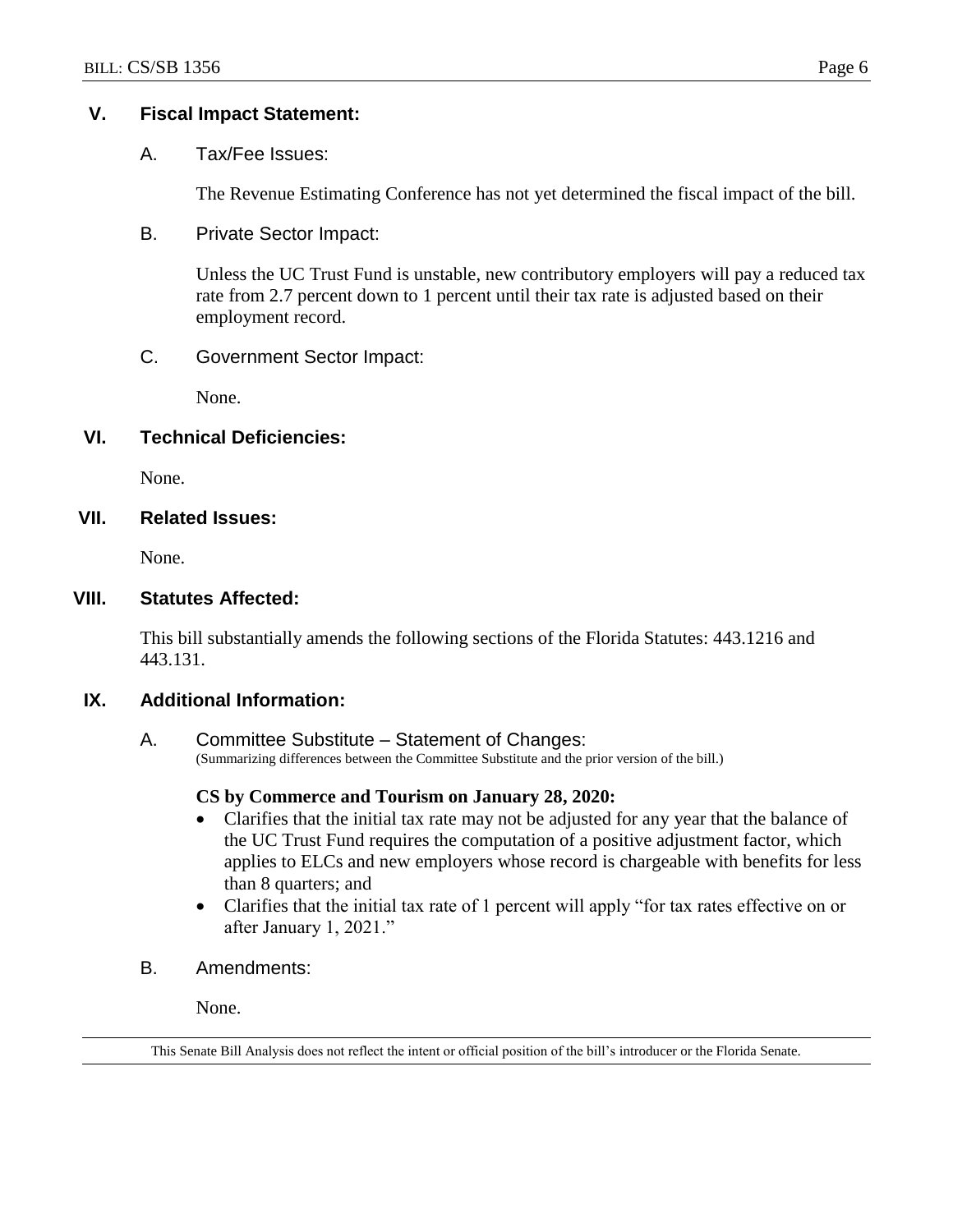## V. Fiscal Impact Statement:

### A. Tax/Fee Issues:

The Revenue Estimating Conference has not yet determined the fiscal impact of the bill.

### B. Private Sector Impact:

Unless the UC Trust Fund is unstable, new contributory employers will pay a reduced tax rate from 2.7 percent down to 1 percent until their tax rate is adjusted based on their employment record.

### C. Government Sector Impact:

None.

## VI. Technical Deficiencies:

None.

## VII. Related Issues:

None.

## VIII. Statutes Affected:

This bill substantially amends the following sections of the Florida Statutes: 443.1216 and 443.131.

## IX. Additional Information:

### A. Committee Substitute – Statement of Changes:

(Summarizing differences between the Committee Substitute and the prior version of the bill.)

**CS by Commerce and Tourism on January 28, 2020:**

- Clarifies that the initial tax rate may not be adjusted for any year that the balance of the UC Trust Fund requires the computation of a positive adjustment factor, which applies to ELCs and new employers whose record is chargeable with benefits for less than 8 quarters; and
- Clarifies that the initial tax rate of 1 percent will apply "for tax rates effective on or after January 1, 2021."

### B. Amendments:

None.

This Senate Bill Analysis does not reflect the intent or official position of the bill's introducer or the Florida Senate.